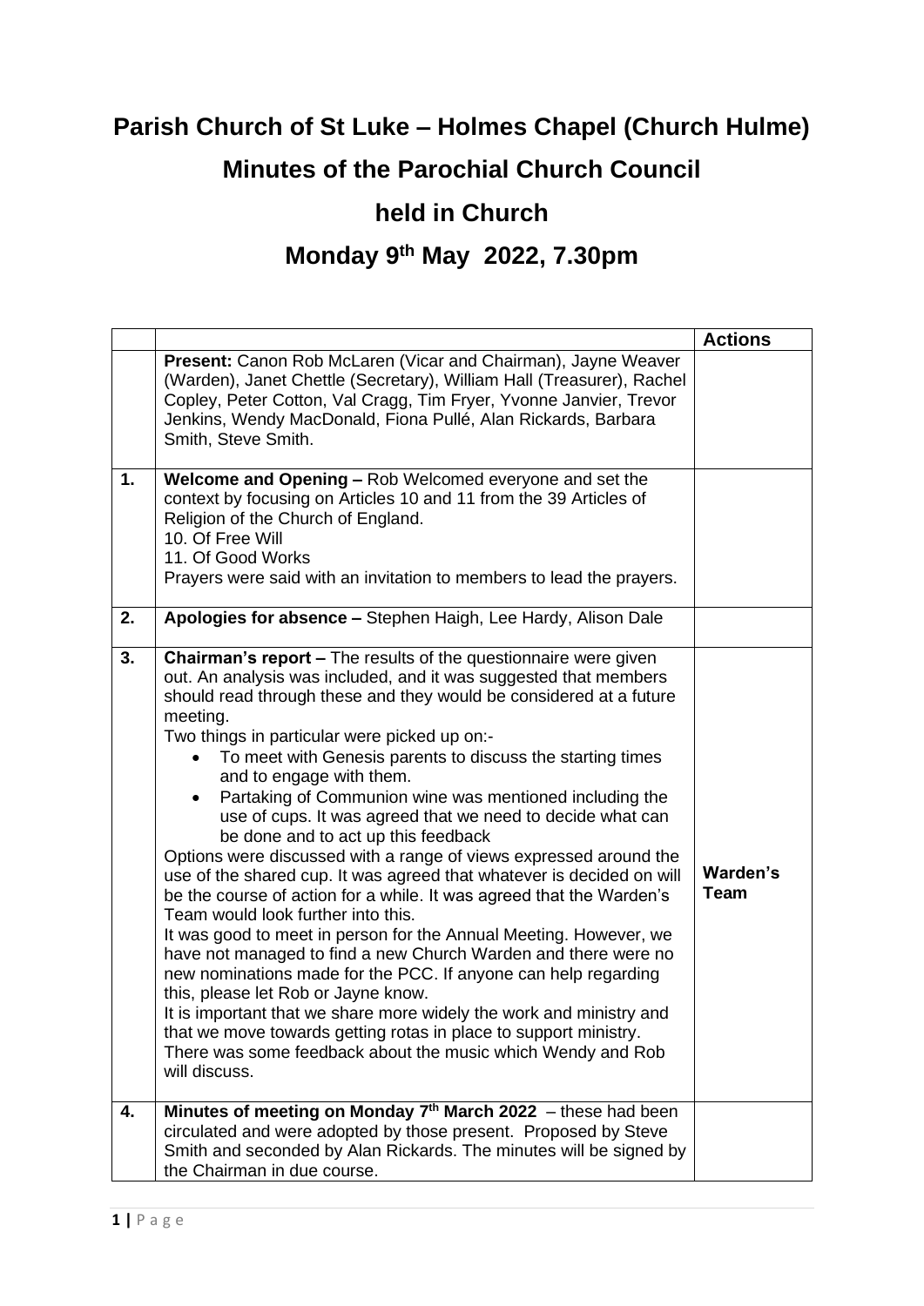# Parish Church of St Luke – Holmes Chapel (Church Hulme)

## Minutes of the Parochial Church Council

## held in Church

## Monday 9th May 2022, 7.30pm

| | | Actions |
|---|---|---|
| | **Present:** Canon Rob McLaren (Vicar and Chairman), Jayne Weaver (Warden), Janet Chettle (Secretary), William Hall (Treasurer), Rachel Copley, Peter Cotton, Val Cragg, Tim Fryer, Yvonne Janvier, Trevor Jenkins, Wendy MacDonald, Fiona Pullé, Alan Rickards, Barbara Smith, Steve Smith. | |
| **1.** | **Welcome and Opening –** Rob Welcomed everyone and set the context by focusing on Articles 10 and 11 from the 39 Articles of Religion of the Church of England.<br>10. Of Free Will<br>11. Of Good Works<br>Prayers were said with an invitation to members to lead the prayers. | |
| **2.** | **Apologies for absence –** Stephen Haigh, Lee Hardy, Alison Dale | |
| **3.** | **Chairman's report –** The results of the questionnaire were given out. An analysis was included, and it was suggested that members should read through these and they would be considered at a future meeting.<br>Two things in particular were picked up on:-<br>• To meet with Genesis parents to discuss the starting times and to engage with them.<br>• Partaking of Communion wine was mentioned including the use of cups. It was agreed that we need to decide what can be done and to act up this feedback<br>Options were discussed with a range of views expressed around the use of the shared cup. It was agreed that whatever is decided on will be the course of action for a while. It was agreed that the Warden's Team would look further into this.<br>It was good to meet in person for the Annual Meeting. However, we have not managed to find a new Church Warden and there were no new nominations made for the PCC. If anyone can help regarding this, please let Rob or Jayne know.<br>It is important that we share more widely the work and ministry and that we move towards getting rotas in place to support ministry.<br>There was some feedback about the music which Wendy and Rob will discuss. | **Warden's Team** |
| **4.** | **Minutes of meeting on Monday 7th March 2022** – these had been circulated and were adopted by those present. Proposed by Steve Smith and seconded by Alan Rickards. The minutes will be signed by the Chairman in due course. | |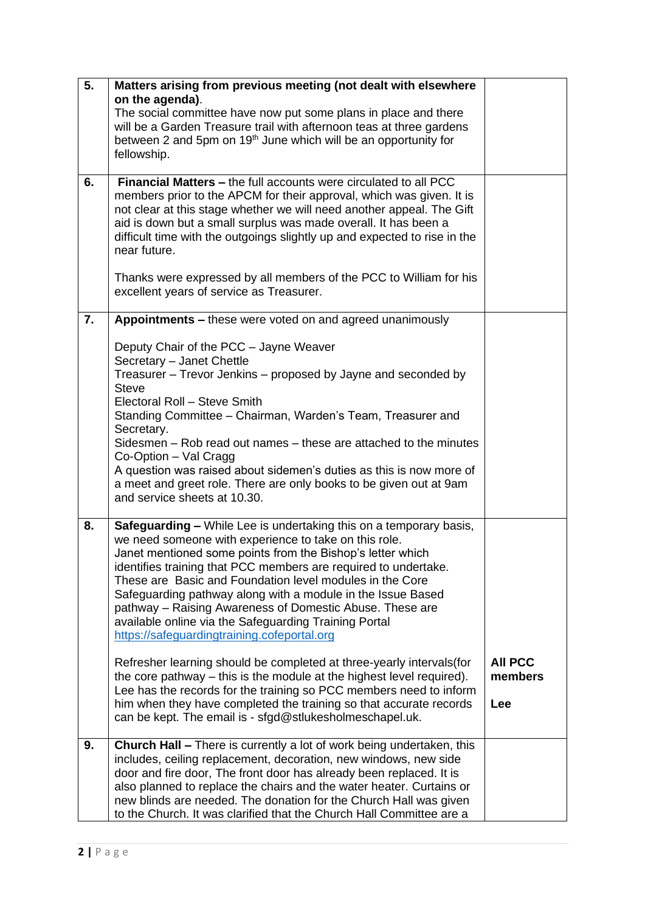| | | |
|---|---|---|
| **5.** | **Matters arising from previous meeting (not dealt with elsewhere on the agenda)**.<br>The social committee have now put some plans in place and there will be a Garden Treasure trail with afternoon teas at three gardens between 2 and 5pm on 19th June which will be an opportunity for fellowship. | |
| **6.** | **Financial Matters –** the full accounts were circulated to all PCC members prior to the APCM for their approval, which was given. It is not clear at this stage whether we will need another appeal. The Gift aid is down but a small surplus was made overall. It has been a difficult time with the outgoings slightly up and expected to rise in the near future.<br><br>Thanks were expressed by all members of the PCC to William for his excellent years of service as Treasurer. | |
| **7.** | **Appointments –** these were voted on and agreed unanimously<br><br>Deputy Chair of the PCC – Jayne Weaver<br>Secretary – Janet Chettle<br>Treasurer – Trevor Jenkins – proposed by Jayne and seconded by Steve<br>Electoral Roll – Steve Smith<br>Standing Committee – Chairman, Warden's Team, Treasurer and Secretary.<br>Sidesmen – Rob read out names – these are attached to the minutes<br>Co-Option – Val Cragg<br>A question was raised about sidemen's duties as this is now more of a meet and greet role. There are only books to be given out at 9am and service sheets at 10.30. | |
| **8.** | **Safeguarding –** While Lee is undertaking this on a temporary basis, we need someone with experience to take on this role.<br>Janet mentioned some points from the Bishop's letter which identifies training that PCC members are required to undertake. These are Basic and Foundation level modules in the Core Safeguarding pathway along with a module in the Issue Based pathway – Raising Awareness of Domestic Abuse. These are available online via the Safeguarding Training Portal https://safeguardingtraining.cofeportal.org<br><br>Refresher learning should be completed at three-yearly intervals(for the core pathway – this is the module at the highest level required). Lee has the records for the training so PCC members need to inform him when they have completed the training so that accurate records can be kept. The email is - sfgd@stlukesholmeschapel.uk. | **All PCC members**<br><br>**Lee** |
| **9.** | **Church Hall –** There is currently a lot of work being undertaken, this includes, ceiling replacement, decoration, new windows, new side door and fire door, The front door has already been replaced. It is also planned to replace the chairs and the water heater. Curtains or new blinds are needed. The donation for the Church Hall was given to the Church. It was clarified that the Church Hall Committee are a | |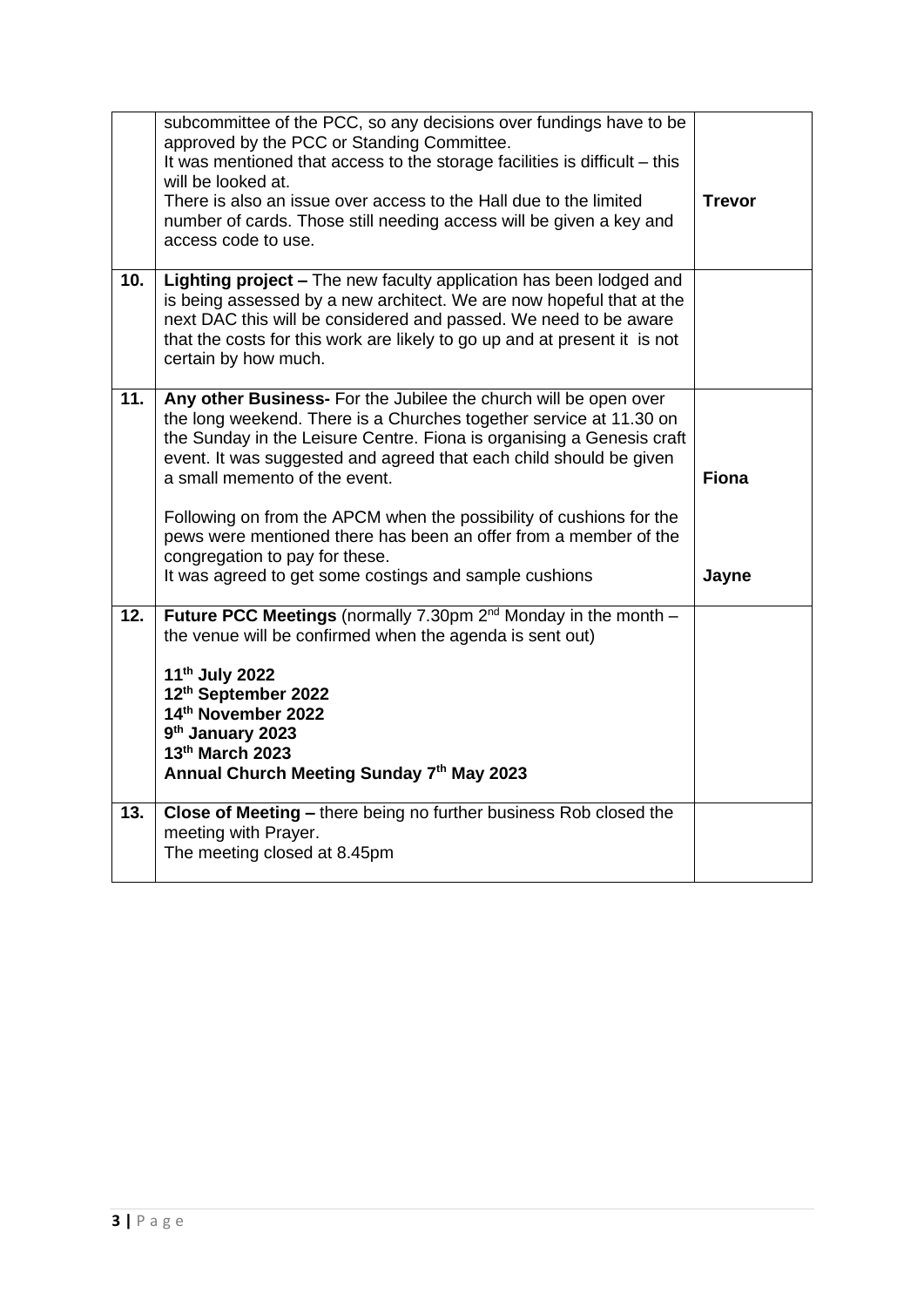| | | |
|---|---|---|
| | subcommittee of the PCC, so any decisions over fundings have to be approved by the PCC or Standing Committee.<br>It was mentioned that access to the storage facilities is difficult – this will be looked at.<br>There is also an issue over access to the Hall due to the limited number of cards. Those still needing access will be given a key and access code to use. | **Trevor** |
| **10.** | **Lighting project –** The new faculty application has been lodged and is being assessed by a new architect. We are now hopeful that at the next DAC this will be considered and passed. We need to be aware that the costs for this work are likely to go up and at present it is not certain by how much. | |
| **11.** | **Any other Business-** For the Jubilee the church will be open over the long weekend. There is a Churches together service at 11.30 on the Sunday in the Leisure Centre. Fiona is organising a Genesis craft event. It was suggested and agreed that each child should be given a small memento of the event.<br><br>Following on from the APCM when the possibility of cushions for the pews were mentioned there has been an offer from a member of the congregation to pay for these.<br>It was agreed to get some costings and sample cushions | **Fiona**<br><br><br><br>**Jayne** |
| **12.** | **Future PCC Meetings** (normally 7.30pm 2nd Monday in the month – the venue will be confirmed when the agenda is sent out)<br><br>**11th July 2022**<br>**12th September 2022**<br>**14th November 2022**<br>**9th January 2023**<br>**13th March 2023**<br>**Annual Church Meeting Sunday 7th May 2023** | |
| **13.** | **Close of Meeting –** there being no further business Rob closed the meeting with Prayer.<br>The meeting closed at 8.45pm | |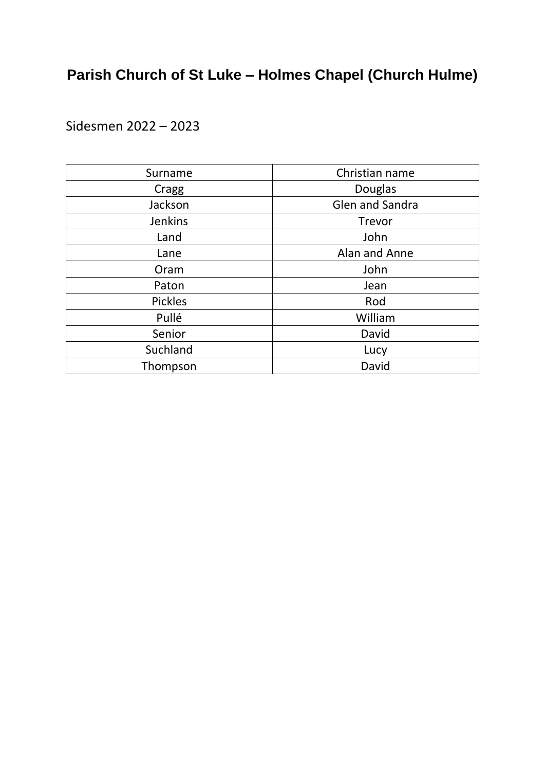# Parish Church of St Luke – Holmes Chapel (Church Hulme)

Sidesmen 2022 – 2023

| Surname | Christian name |
|---|---|
| Cragg | Douglas |
| Jackson | Glen and Sandra |
| Jenkins | Trevor |
| Land | John |
| Lane | Alan and Anne |
| Oram | John |
| Paton | Jean |
| Pickles | Rod |
| Pullé | William |
| Senior | David |
| Suchland | Lucy |
| Thompson | David |